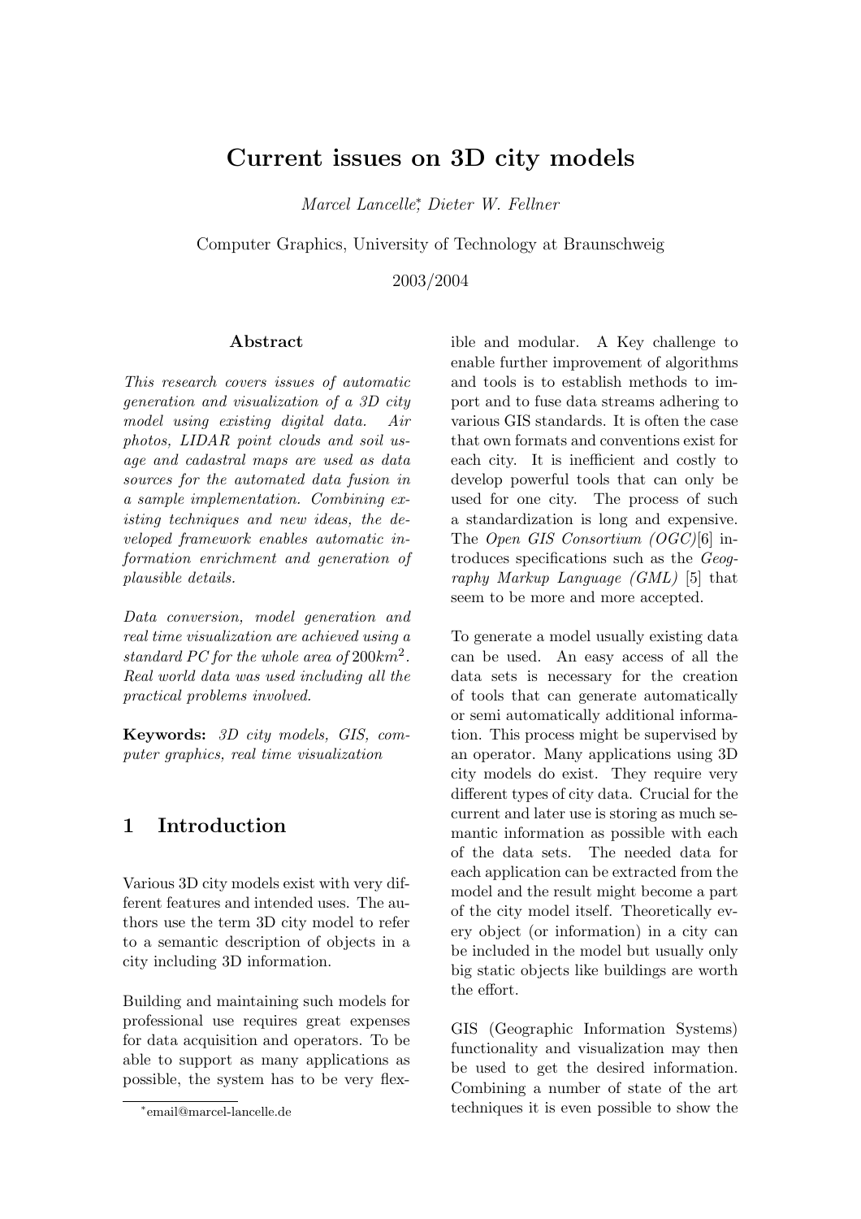# Current issues on 3D city models

*Marcel Lancelle*[*], *Dieter W. Fellner*

Computer Graphics, University of Technology at Braunschweig

2003/2004

### Abstract

*This research covers issues of automatic generation and visualization of a 3D city model using existing digital data. Air photos, LIDAR point clouds and soil usage and cadastral maps are used as data sources for the automated data fusion in a sample implementation. Combining existing techniques and new ideas, the developed framework enables automatic information enrichment and generation of plausible details.*

*Data conversion, model generation and real time visualization are achieved using a standard PC for the whole area of* $200km^2$*. Real world data was used including all the practical problems involved.*

**Keywords:** *3D city models, GIS, computer graphics, real time visualization*

## 1 Introduction

Various 3D city models exist with very different features and intended uses. The authors use the term 3D city model to refer to a semantic description of objects in a city including 3D information.

Building and maintaining such models for professional use requires great expenses for data acquisition and operators. To be able to support as many applications as possible, the system has to be very flexible and modular. A Key challenge to enable further improvement of algorithms and tools is to establish methods to import and to fuse data streams adhering to various GIS standards. It is often the case that own formats and conventions exist for each city. It is inefficient and costly to develop powerful tools that can only be used for one city. The process of such a standardization is long and expensive. The *Open GIS Consortium (OGC)*[6] introduces specifications such as the *Geography Markup Language (GML)* [5] that seem to be more and more accepted.

To generate a model usually existing data can be used. An easy access of all the data sets is necessary for the creation of tools that can generate automatically or semi automatically additional information. This process might be supervised by an operator. Many applications using 3D city models do exist. They require very different types of city data. Crucial for the current and later use is storing as much semantic information as possible with each of the data sets. The needed data for each application can be extracted from the model and the result might become a part of the city model itself. Theoretically every object (or information) in a city can be included in the model but usually only big static objects like buildings are worth the effort.

GIS (Geographic Information Systems) functionality and visualization may then be used to get the desired information. Combining a number of state of the art techniques it is even possible to show the

[*] email@marcel-lancelle.de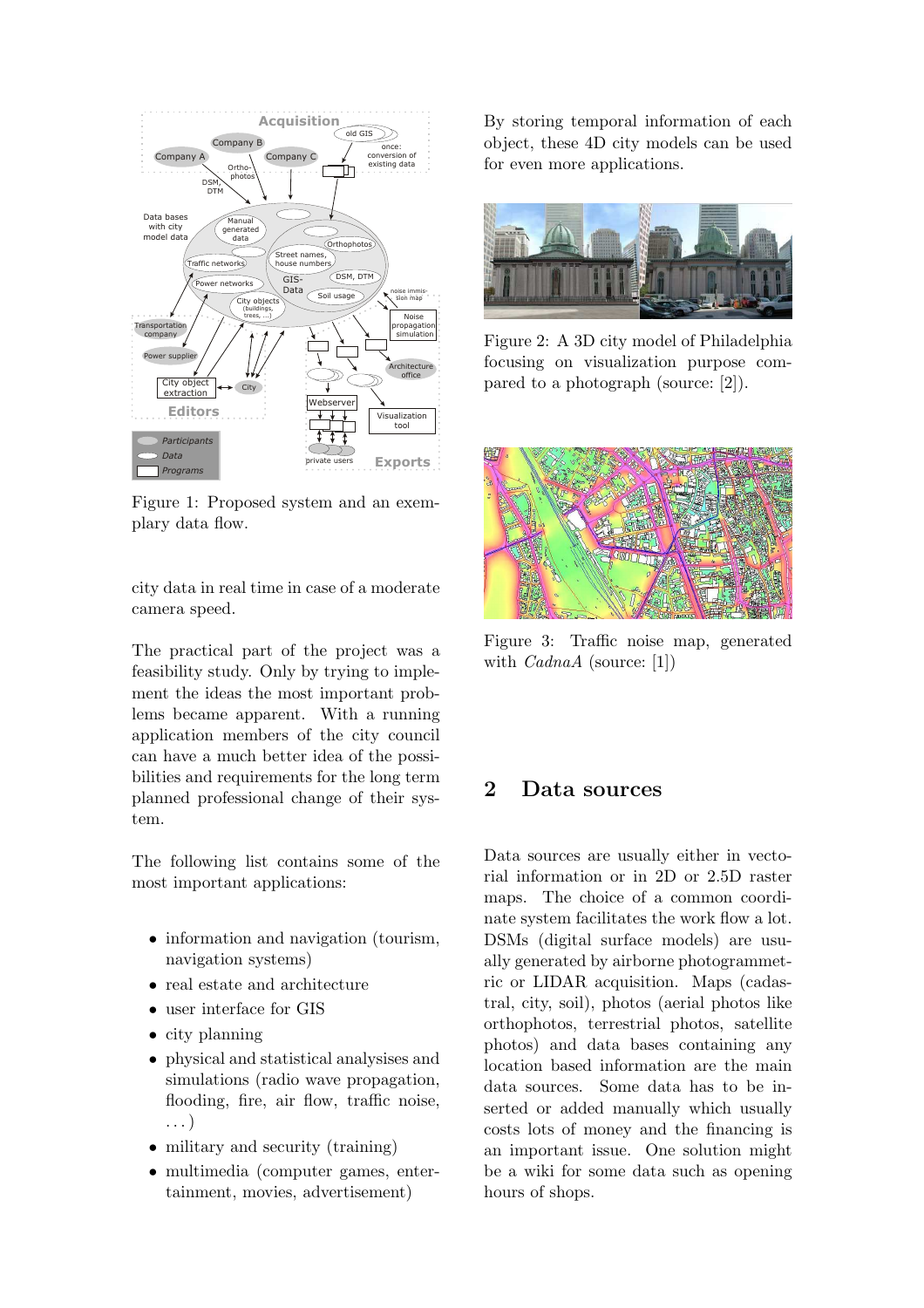Figure 1: Proposed system and an exemplary data flow.

city data in real time in case of a moderate camera speed.

The practical part of the project was a feasibility study. Only by trying to implement the ideas the most important problems became apparent. With a running application members of the city council can have a much better idea of the possibilities and requirements for the long term planned professional change of their system.

The following list contains some of the most important applications:

- information and navigation (tourism, navigation systems)
- real estate and architecture
- user interface for GIS
- city planning
- physical and statistical analysises and simulations (radio wave propagation, flooding, fire, air flow, traffic noise, ...)
- military and security (training)
- multimedia (computer games, entertainment, movies, advertisement)

By storing temporal information of each object, these 4D city models can be used for even more applications.

Figure 2: A 3D city model of Philadelphia focusing on visualization purpose compared to a photograph (source: [2]).

Figure 3: Traffic noise map, generated with *CadnaA* (source: [1])

## 2 Data sources

Data sources are usually either in vectorial information or in 2D or 2.5D raster maps. The choice of a common coordinate system facilitates the work flow a lot. DSMs (digital surface models) are usually generated by airborne photogrammetric or LIDAR acquisition. Maps (cadastral, city, soil), photos (aerial photos like orthophotos, terrestrial photos, satellite photos) and data bases containing any location based information are the main data sources. Some data has to be inserted or added manually which usually costs lots of money and the financing is an important issue. One solution might be a wiki for some data such as opening hours of shops.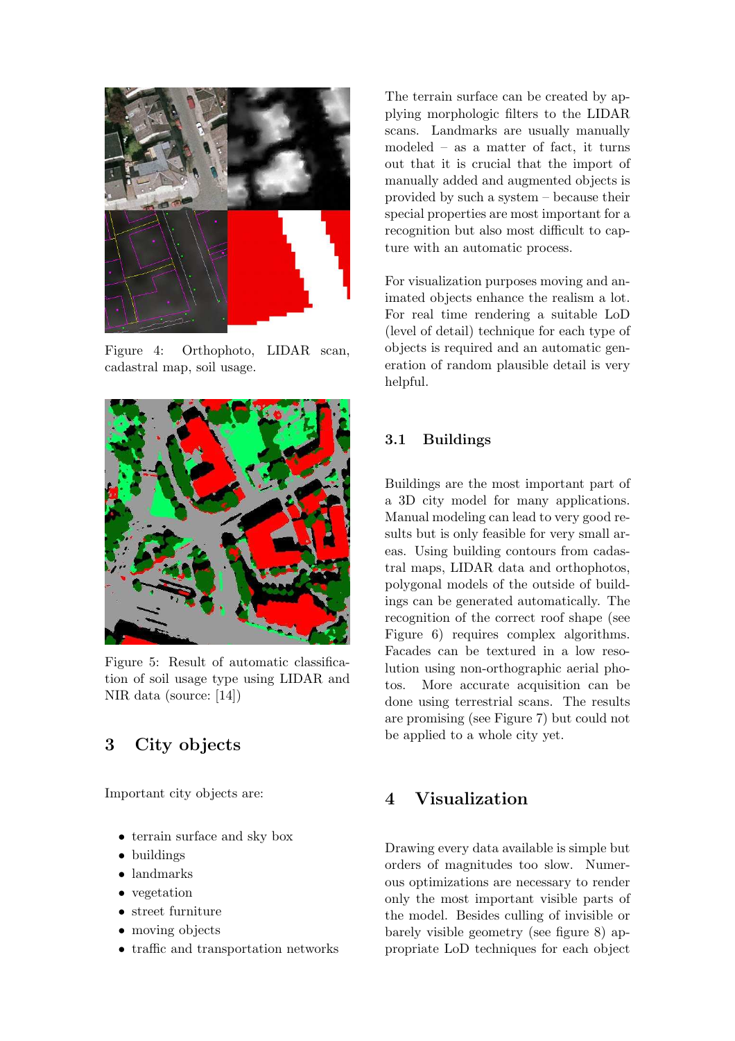Figure 4: Orthophoto, LIDAR scan, cadastral map, soil usage.

Figure 5: Result of automatic classification of soil usage type using LIDAR and NIR data (source: [14])

## 3 City objects

Important city objects are:

- terrain surface and sky box
- buildings
- landmarks
- vegetation
- street furniture
- moving objects
- traffic and transportation networks

The terrain surface can be created by applying morphologic filters to the LIDAR scans. Landmarks are usually manually modeled – as a matter of fact, it turns out that it is crucial that the import of manually added and augmented objects is provided by such a system – because their special properties are most important for a recognition but also most difficult to capture with an automatic process.

For visualization purposes moving and animated objects enhance the realism a lot. For real time rendering a suitable LoD (level of detail) technique for each type of objects is required and an automatic generation of random plausible detail is very helpful.

### 3.1 Buildings

Buildings are the most important part of a 3D city model for many applications. Manual modeling can lead to very good results but is only feasible for very small areas. Using building contours from cadastral maps, LIDAR data and orthophotos, polygonal models of the outside of buildings can be generated automatically. The recognition of the correct roof shape (see Figure 6) requires complex algorithms. Facades can be textured in a low resolution using non-orthographic aerial photos. More accurate acquisition can be done using terrestrial scans. The results are promising (see Figure 7) but could not be applied to a whole city yet.

## 4 Visualization

Drawing every data available is simple but orders of magnitudes too slow. Numerous optimizations are necessary to render only the most important visible parts of the model. Besides culling of invisible or barely visible geometry (see figure 8) appropriate LoD techniques for each object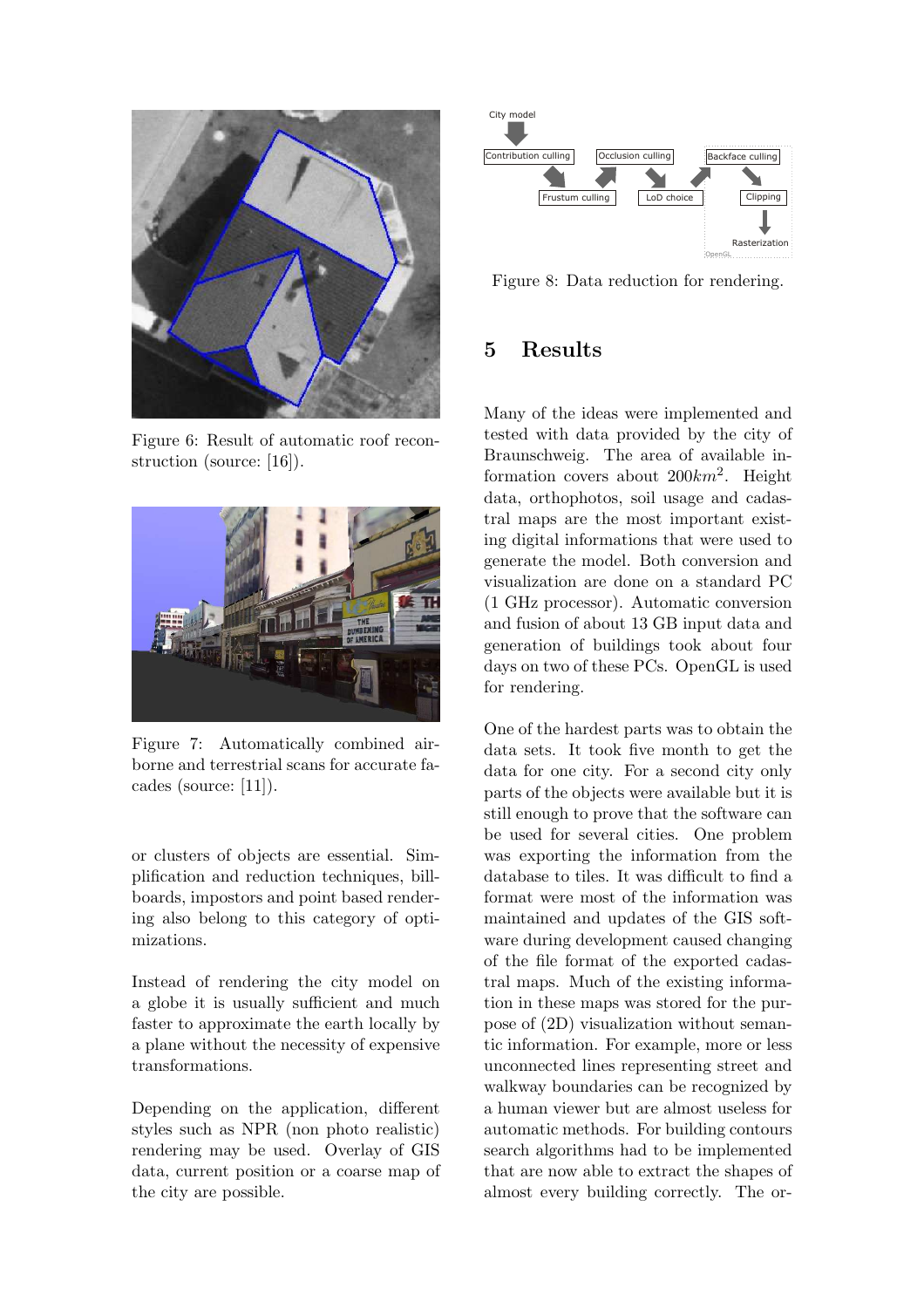Figure 6: Result of automatic roof reconstruction (source: [16]).

Figure 7: Automatically combined airborne and terrestrial scans for accurate facades (source: [11]).

or clusters of objects are essential. Simplification and reduction techniques, billboards, impostors and point based rendering also belong to this category of optimizations.

Instead of rendering the city model on a globe it is usually sufficient and much faster to approximate the earth locally by a plane without the necessity of expensive transformations.

Depending on the application, different styles such as NPR (non photo realistic) rendering may be used. Overlay of GIS data, current position or a coarse map of the city are possible.

Figure 8: Data reduction for rendering.

## 5 Results

Many of the ideas were implemented and tested with data provided by the city of Braunschweig. The area of available information covers about $200km^2$. Height data, orthophotos, soil usage and cadastral maps are the most important existing digital informations that were used to generate the model. Both conversion and visualization are done on a standard PC (1 GHz processor). Automatic conversion and fusion of about 13 GB input data and generation of buildings took about four days on two of these PCs. OpenGL is used for rendering.

One of the hardest parts was to obtain the data sets. It took five month to get the data for one city. For a second city only parts of the objects were available but it is still enough to prove that the software can be used for several cities. One problem was exporting the information from the database to tiles. It was difficult to find a format were most of the information was maintained and updates of the GIS software during development caused changing of the file format of the exported cadastral maps. Much of the existing information in these maps was stored for the purpose of (2D) visualization without semantic information. For example, more or less unconnected lines representing street and walkway boundaries can be recognized by a human viewer but are almost useless for automatic methods. For building contours search algorithms had to be implemented that are now able to extract the shapes of almost every building correctly. The or-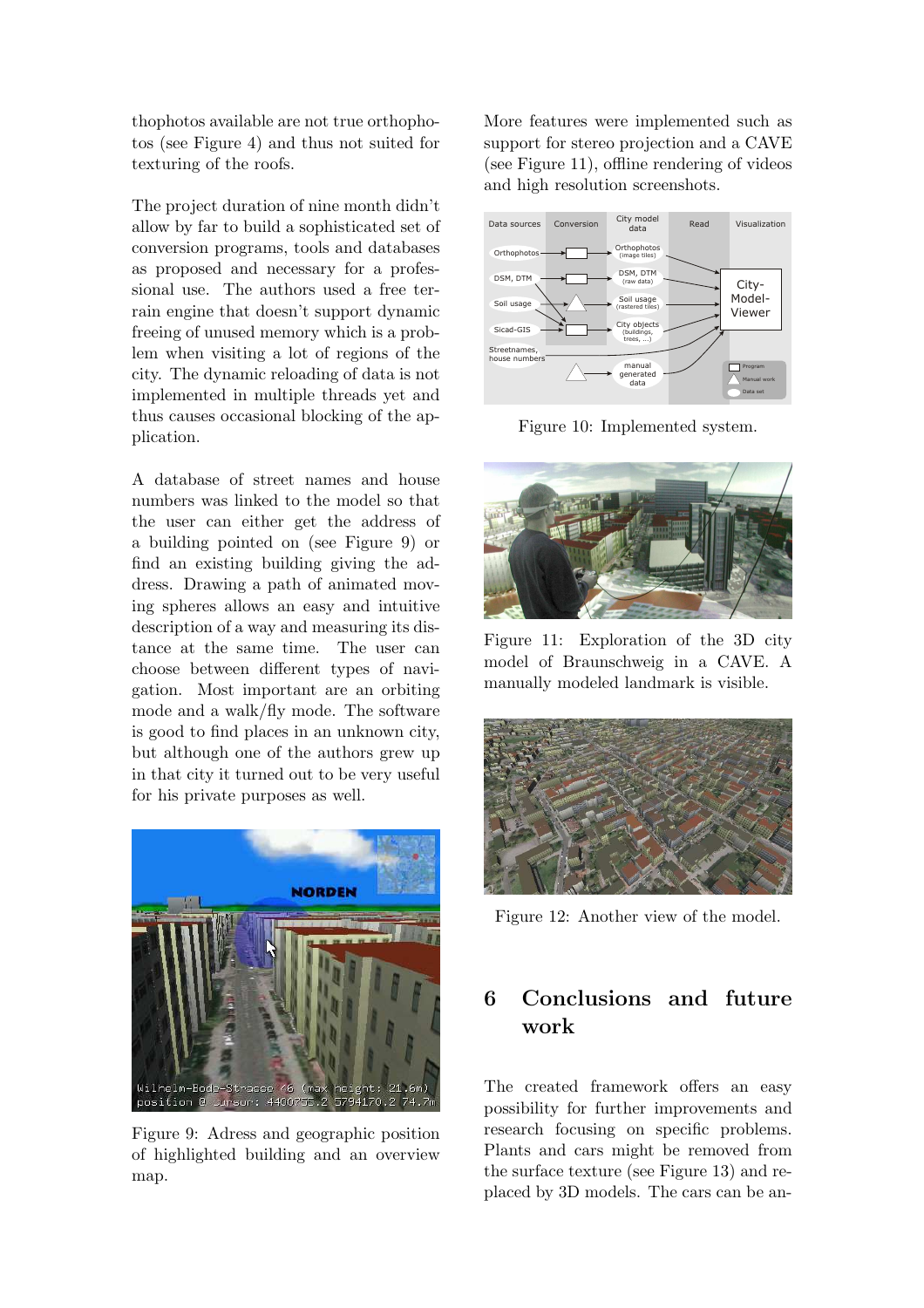thophotos available are not true orthophotos (see Figure 4) and thus not suited for texturing of the roofs.

The project duration of nine month didn't allow by far to build a sophisticated set of conversion programs, tools and databases as proposed and necessary for a professional use. The authors used a free terrain engine that doesn't support dynamic freeing of unused memory which is a problem when visiting a lot of regions of the city. The dynamic reloading of data is not implemented in multiple threads yet and thus causes occasional blocking of the application.

A database of street names and house numbers was linked to the model so that the user can either get the address of a building pointed on (see Figure 9) or find an existing building giving the address. Drawing a path of animated moving spheres allows an easy and intuitive description of a way and measuring its distance at the same time. The user can choose between different types of navigation. Most important are an orbiting mode and a walk/fly mode. The software is good to find places in an unknown city, but although one of the authors grew up in that city it turned out to be very useful for his private purposes as well.

Figure 9: Adress and geographic position of highlighted building and an overview map.

More features were implemented such as support for stereo projection and a CAVE (see Figure 11), offline rendering of videos and high resolution screenshots.

Figure 10: Implemented system.

Figure 11: Exploration of the 3D city model of Braunschweig in a CAVE. A manually modeled landmark is visible.

Figure 12: Another view of the model.

## 6 Conclusions and future work

The created framework offers an easy possibility for further improvements and research focusing on specific problems. Plants and cars might be removed from the surface texture (see Figure 13) and replaced by 3D models. The cars can be an-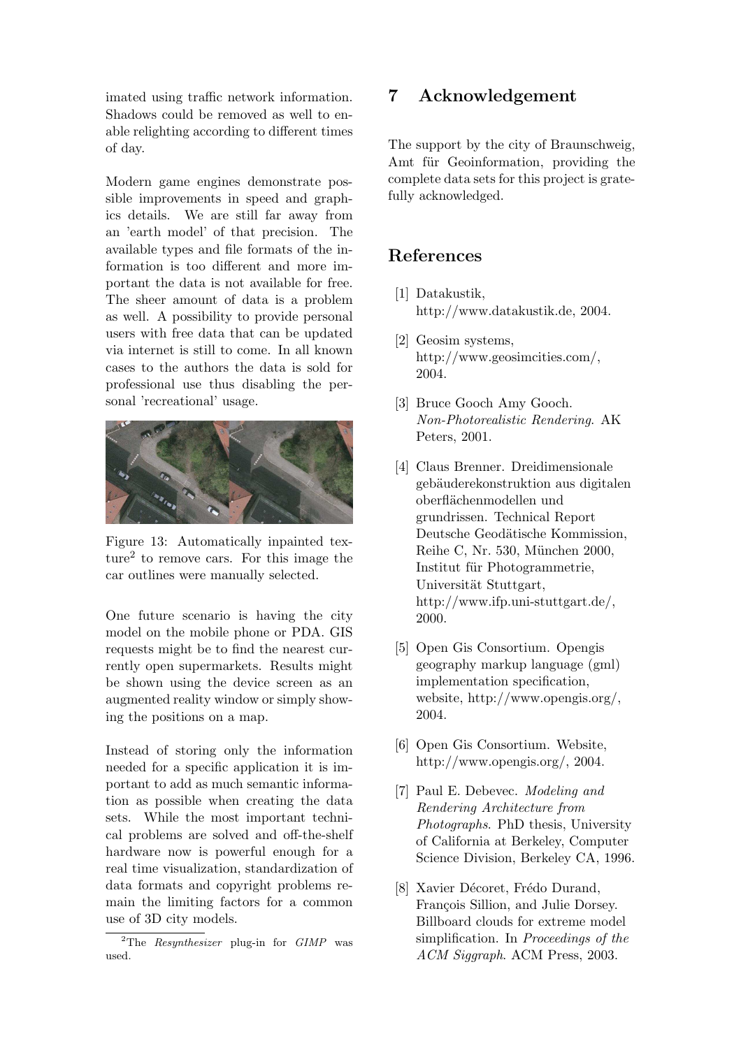imated using traffic network information. Shadows could be removed as well to enable relighting according to different times of day.

Modern game engines demonstrate possible improvements in speed and graphics details. We are still far away from an 'earth model' of that precision. The available types and file formats of the information is too different and more important the data is not available for free. The sheer amount of data is a problem as well. A possibility to provide personal users with free data that can be updated via internet is still to come. In all known cases to the authors the data is sold for professional use thus disabling the personal 'recreational' usage.

Figure 13: Automatically inpainted texture[2] to remove cars. For this image the car outlines were manually selected.

One future scenario is having the city model on the mobile phone or PDA. GIS requests might be to find the nearest currently open supermarkets. Results might be shown using the device screen as an augmented reality window or simply showing the positions on a map.

Instead of storing only the information needed for a specific application it is important to add as much semantic information as possible when creating the data sets. While the most important technical problems are solved and off-the-shelf hardware now is powerful enough for a real time visualization, standardization of data formats and copyright problems remain the limiting factors for a common use of 3D city models.

[2]The *Resynthesizer* plug-in for *GIMP* was used.

# 7 Acknowledgement

The support by the city of Braunschweig, Amt für Geoinformation, providing the complete data sets for this project is gratefully acknowledged.

# References

[1] Datakustik, http://www.datakustik.de, 2004.

[2] Geosim systems, http://www.geosimcities.com/, 2004.

[3] Bruce Gooch Amy Gooch. *Non-Photorealistic Rendering*. AK Peters, 2001.

[4] Claus Brenner. Dreidimensionale gebäuderekonstruktion aus digitalen oberflächenmodellen und grundrissen. Technical Report Deutsche Geodätische Kommission, Reihe C, Nr. 530, München 2000, Institut für Photogrammetrie, Universität Stuttgart, http://www.ifp.uni-stuttgart.de/, 2000.

[5] Open Gis Consortium. Opengis geography markup language (gml) implementation specification, website, http://www.opengis.org/, 2004.

[6] Open Gis Consortium. Website, http://www.opengis.org/, 2004.

[7] Paul E. Debevec. *Modeling and Rendering Architecture from Photographs*. PhD thesis, University of California at Berkeley, Computer Science Division, Berkeley CA, 1996.

[8] Xavier Décoret, Frédo Durand, François Sillion, and Julie Dorsey. Billboard clouds for extreme model simplification. In *Proceedings of the ACM Siggraph*. ACM Press, 2003.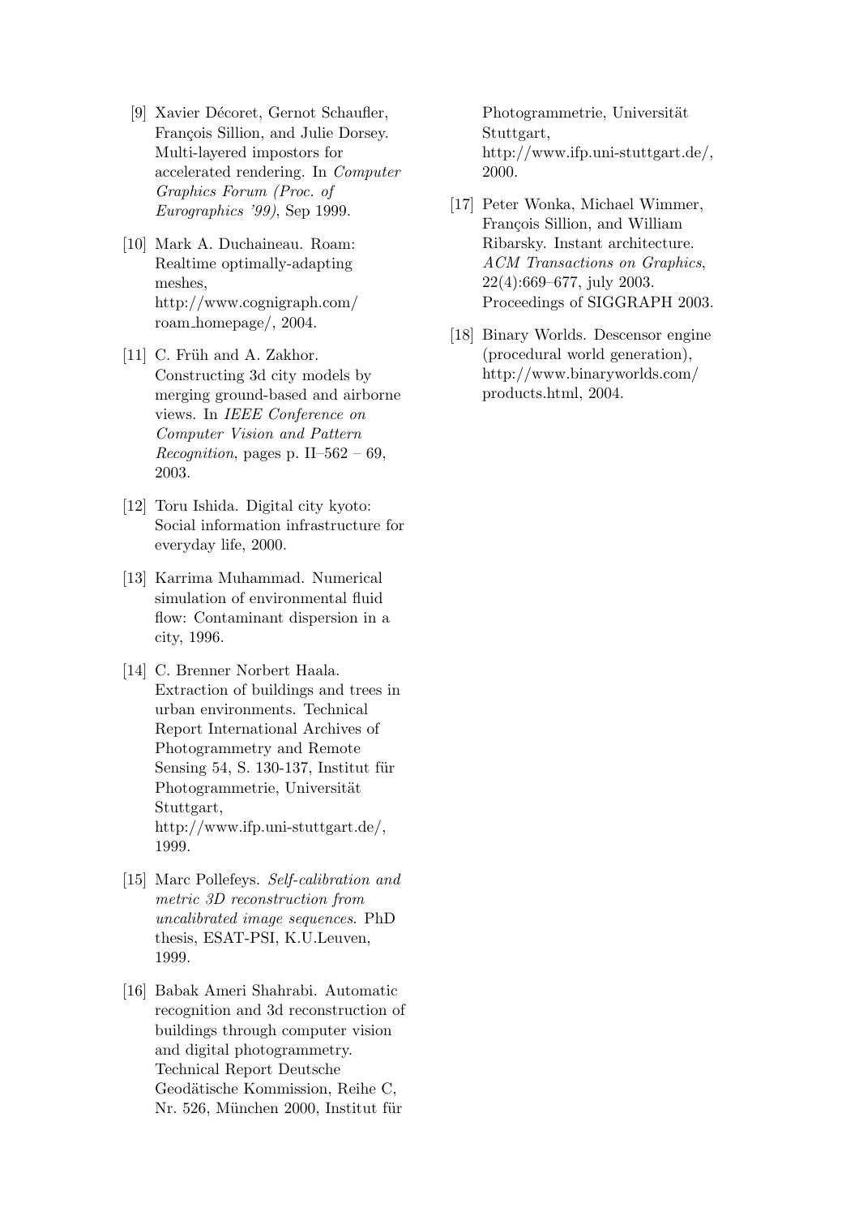[9] Xavier Décoret, Gernot Schaufler, François Sillion, and Julie Dorsey. Multi-layered impostors for accelerated rendering. In *Computer Graphics Forum (Proc. of Eurographics '99)*, Sep 1999.

[10] Mark A. Duchaineau. Roam: Realtime optimally-adapting meshes, http://www.cognigraph.com/roam_homepage/, 2004.

[11] C. Früh and A. Zakhor. Constructing 3d city models by merging ground-based and airborne views. In *IEEE Conference on Computer Vision and Pattern Recognition*, pages p. II–562 – 69, 2003.

[12] Toru Ishida. Digital city kyoto: Social information infrastructure for everyday life, 2000.

[13] Karrima Muhammad. Numerical simulation of environmental fluid flow: Contaminant dispersion in a city, 1996.

[14] C. Brenner Norbert Haala. Extraction of buildings and trees in urban environments. Technical Report International Archives of Photogrammetry and Remote Sensing 54, S. 130-137, Institut für Photogrammetrie, Universität Stuttgart, http://www.ifp.uni-stuttgart.de/, 1999.

[15] Marc Pollefeys. *Self-calibration and metric 3D reconstruction from uncalibrated image sequences*. PhD thesis, ESAT-PSI, K.U.Leuven, 1999.

[16] Babak Ameri Shahrabi. Automatic recognition and 3d reconstruction of buildings through computer vision and digital photogrammetry. Technical Report Deutsche Geodätische Kommission, Reihe C, Nr. 526, München 2000, Institut für Photogrammetrie, Universität Stuttgart, http://www.ifp.uni-stuttgart.de/, 2000.

[17] Peter Wonka, Michael Wimmer, François Sillion, and William Ribarsky. Instant architecture. *ACM Transactions on Graphics*, 22(4):669–677, july 2003. Proceedings of SIGGRAPH 2003.

[18] Binary Worlds. Descensor engine (procedural world generation), http://www.binaryworlds.com/products.html, 2004.